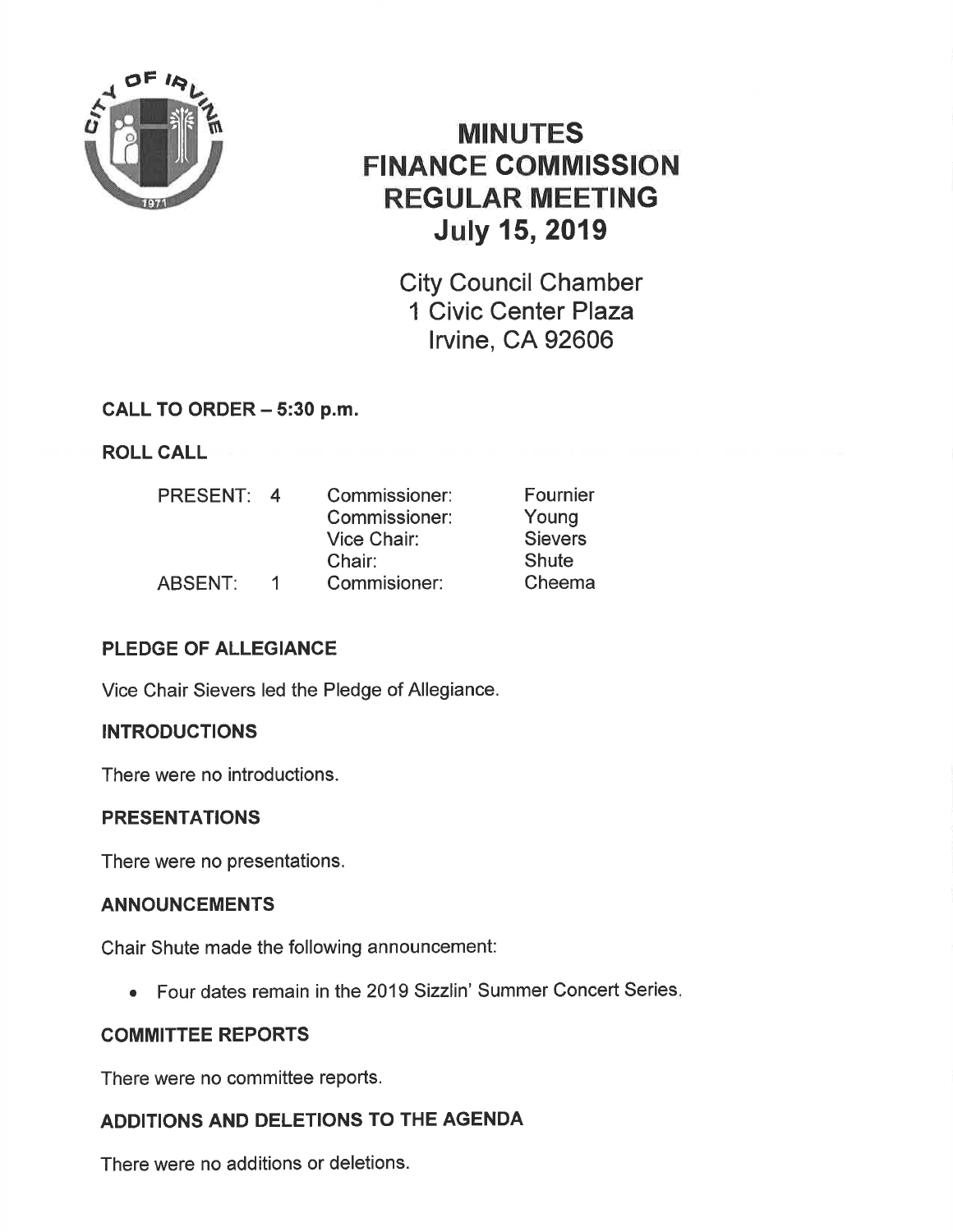# MINUTES
# FINANCE COMMISSION
# REGULAR MEETING
# July 15, 2019

City Council Chamber
1 Civic Center Plaza
Irvine, CA 92606

## CALL TO ORDER – 5:30 p.m.

## ROLL CALL

| | | | |
|---|---|---|---|
| PRESENT: | 4 | Commissioner: | Fournier |
| | | Commissioner: | Young |
| | | Vice Chair: | Sievers |
| | | Chair: | Shute |
| ABSENT: | 1 | Commisioner: | Cheema |

## PLEDGE OF ALLEGIANCE

Vice Chair Sievers led the Pledge of Allegiance.

## INTRODUCTIONS

There were no introductions.

## PRESENTATIONS

There were no presentations.

## ANNOUNCEMENTS

Chair Shute made the following announcement:

- Four dates remain in the 2019 Sizzlin' Summer Concert Series.

## COMMITTEE REPORTS

There were no committee reports.

## ADDITIONS AND DELETIONS TO THE AGENDA

There were no additions or deletions.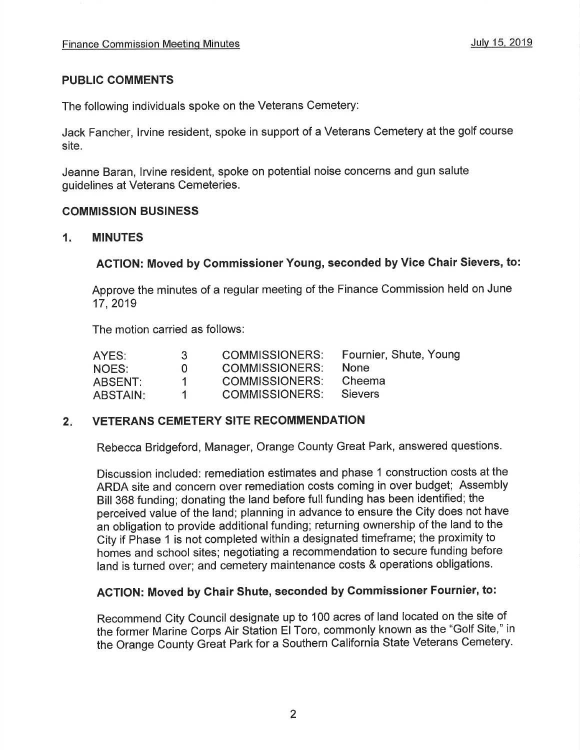## PUBLIC COMMENTS

The following individuals spoke on the Veterans Cemetery:

Jack Fancher, Irvine resident, spoke in support of a Veterans Cemetery at the golf course site.

Jeanne Baran, Irvine resident, spoke on potential noise concerns and gun salute guidelines at Veterans Cemeteries.

## COMMISSION BUSINESS

### 1. MINUTES

**ACTION: Moved by Commissioner Young, seconded by Vice Chair Sievers, to:**

Approve the minutes of a regular meeting of the Finance Commission held on June 17, 2019

The motion carried as follows:

| | | | |
|---|---|---|---|
| AYES: | 3 | COMMISSIONERS: | Fournier, Shute, Young |
| NOES: | 0 | COMMISSIONERS: | None |
| ABSENT: | 1 | COMMISSIONERS: | Cheema |
| ABSTAIN: | 1 | COMMISSIONERS: | Sievers |

### 2. VETERANS CEMETERY SITE RECOMMENDATION

Rebecca Bridgeford, Manager, Orange County Great Park, answered questions.

Discussion included: remediation estimates and phase 1 construction costs at the ARDA site and concern over remediation costs coming in over budget; Assembly Bill 368 funding; donating the land before full funding has been identified; the perceived value of the land; planning in advance to ensure the City does not have an obligation to provide additional funding; returning ownership of the land to the City if Phase 1 is not completed within a designated timeframe; the proximity to homes and school sites; negotiating a recommendation to secure funding before land is turned over; and cemetery maintenance costs & operations obligations.

**ACTION: Moved by Chair Shute, seconded by Commissioner Fournier, to:**

Recommend City Council designate up to 100 acres of land located on the site of the former Marine Corps Air Station El Toro, commonly known as the "Golf Site," in the Orange County Great Park for a Southern California State Veterans Cemetery.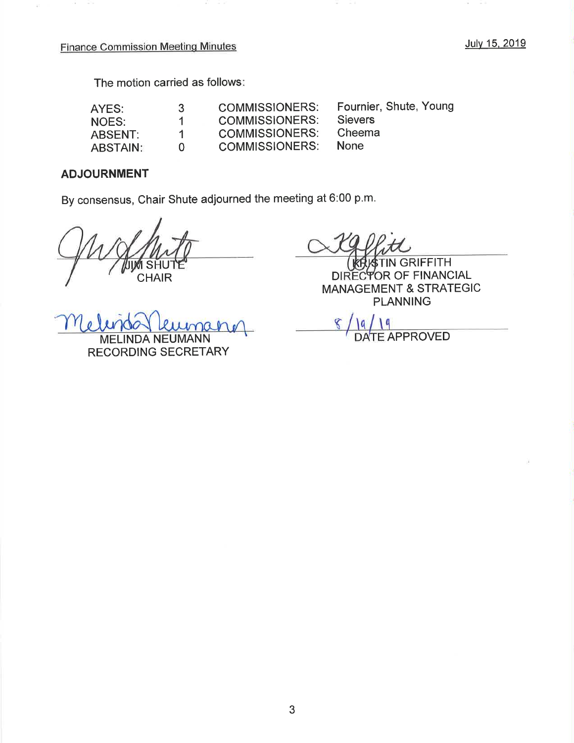The motion carried as follows:

| | | | |
|---|---|---|---|
| AYES: | 3 | COMMISSIONERS: | Fournier, Shute, Young |
| NOES: | 1 | COMMISSIONERS: | Sievers |
| ABSENT: | 1 | COMMISSIONERS: | Cheema |
| ABSTAIN: | 0 | COMMISSIONERS: | None |

**ADJOURNMENT**

By consensus, Chair Shute adjourned the meeting at 6:00 p.m.

JIM SHUTE
CHAIR

KRISTIN GRIFFITH
DIRECTOR OF FINANCIAL MANAGEMENT & STRATEGIC PLANNING

MELINDA NEUMANN
RECORDING SECRETARY

8/19/19
DATE APPROVED